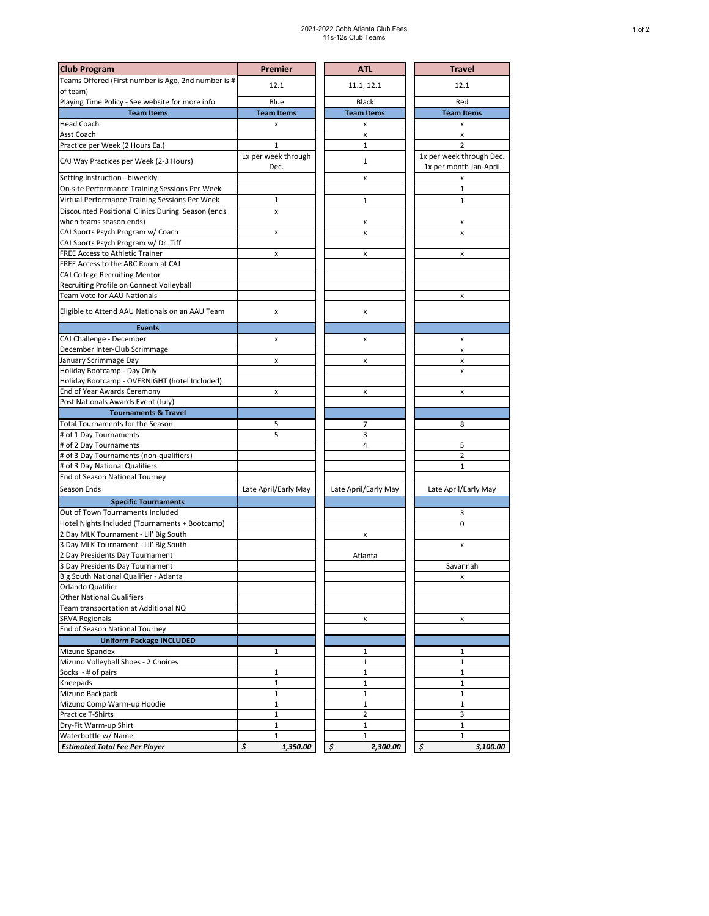2021-2022 Cobb Atlanta Club Fees
11s-12s Club Teams

| Club Program | Premier | ATL | Travel |
|---|---|---|---|
| Teams Offered (First number is Age, 2nd number is # of team) | 12.1 | 11.1, 12.1 | 12.1 |
| Playing Time Policy - See website for more info | Blue | Black | Red |
| **Team Items** | **Team Items** | **Team Items** | **Team Items** |
| Head Coach | x | x | x |
| Asst Coach | | x | x |
| Practice per Week (2 Hours Ea.) | 1 | 1 | 2 |
| CAJ Way Practices per Week (2-3 Hours) | 1x per week through Dec. | 1 | 1x per week through Dec. 1x per month Jan-April |
| Setting Instruction - biweekly | | x | x |
| On-site Performance Training Sessions Per Week | | | 1 |
| Virtual Performance Training Sessions Per Week | 1 | 1 | 1 |
| Discounted Positional Clinics During Season (ends when teams season ends) | x | x | x |
| CAJ Sports Psych Program w/ Coach | x | x | x |
| CAJ Sports Psych Program w/ Dr. Tiff | | | |
| FREE Access to Athletic Trainer | x | x | x |
| FREE Access to the ARC Room at CAJ | | | |
| CAJ College Recruiting Mentor | | | |
| Recruiting Profile on Connect Volleyball | | | |
| Team Vote for AAU Nationals | | | x |
| Eligible to Attend AAU Nationals on an AAU Team | x | x | |
| **Events** | | | |
| CAJ Challenge - December | x | x | x |
| December Inter-Club Scrimmage | | | x |
| January Scrimmage Day | x | x | x |
| Holiday Bootcamp - Day Only | | | x |
| Holiday Bootcamp - OVERNIGHT (hotel Included) | | | |
| End of Year Awards Ceremony | x | x | x |
| Post Nationals Awards Event (July) | | | |
| **Tournaments & Travel** | | | |
| Total Tournaments for the Season | 5 | 7 | 8 |
| # of 1 Day Tournaments | 5 | 3 | |
| # of 2 Day Tournaments | | 4 | 5 |
| # of 3 Day Tournaments (non-qualifiers) | | | 2 |
| # of 3 Day National Qualifiers | | | 1 |
| End of Season National Tourney | | | |
| Season Ends | Late April/Early May | Late April/Early May | Late April/Early May |
| **Specific Tournaments** | | | |
| Out of Town Tournaments Included | | | 3 |
| Hotel Nights Included (Tournaments + Bootcamp) | | | 0 |
| 2 Day MLK Tournament - Lil' Big South | | x | |
| 3 Day MLK Tournament - Lil' Big South | | | x |
| 2 Day Presidents Day Tournament | | Atlanta | |
| 3 Day Presidents Day Tournament | | | Savannah |
| Big South National Qualifier - Atlanta | | | x |
| Orlando Qualifier | | | |
| Other National Qualifiers | | | |
| Team transportation at Additional NQ | | | |
| SRVA Regionals | | x | x |
| End of Season National Tourney | | | |
| **Uniform Package INCLUDED** | | | |
| Mizuno Spandex | 1 | 1 | 1 |
| Mizuno Volleyball Shoes - 2 Choices | | 1 | 1 |
| Socks - # of pairs | 1 | 1 | 1 |
| Kneepads | 1 | 1 | 1 |
| Mizuno Backpack | 1 | 1 | 1 |
| Mizuno Comp Warm-up Hoodie | 1 | 1 | 1 |
| Practice T-Shirts | 1 | 2 | 3 |
| Dry-Fit Warm-up Shirt | 1 | 1 | 1 |
| Waterbottle w/ Name | 1 | 1 | 1 |
| ***Estimated Total Fee Per Player*** | ***$ 1,350.00*** | ***$ 2,300.00*** | ***$ 3,100.00*** |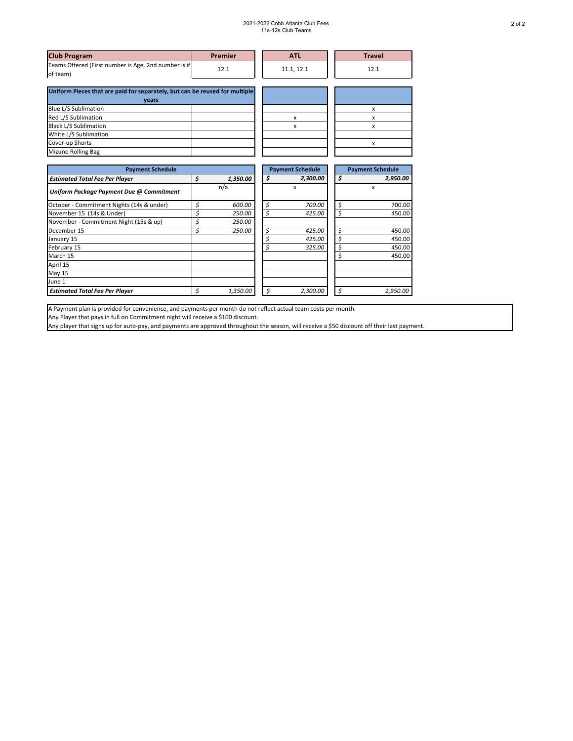2021-2022 Cobb Atlanta Club Fees
11s-12s Club Teams

| Club Program | Premier | ATL | Travel |
| --- | --- | --- | --- |
| Teams Offered (First number is Age, 2nd number is # of team) | 12.1 | 11.1, 12.1 | 12.1 |

| Uniform Pieces that are paid for separately, but can be reused for multiple years | | | |
| --- | --- | --- | --- |
| Blue L/S Sublimation | | | x |
| Red L/S Sublimation | | x | x |
| Black L/S Sublimation | | x | x |
| White L/S Sublimation | | | |
| Cover-up Shorts | | | x |
| Mizuno Rolling Bag | | | |

| Payment Schedule | | Payment Schedule | Payment Schedule |
| --- | --- | --- | --- |
| ***Estimated Total Fee Per Player*** | ***$ 1,350.00*** | ***$ 2,300.00*** | ***$ 2,950.00*** |
| ***Uniform Package Payment Due @ Commitment*** | n/a | x | x |
| October - Commitment Nights (14s & under) | *$ 600.00* | *$ 700.00* | $ 700.00 |
| November 15 (14s & Under) | *$ 250.00* | *$ 425.00* | $ 450.00 |
| November - Commitment Night (15s & up) | *$ 250.00* | | |
| December 15 | *$ 250.00* | *$ 425.00* | $ 450.00 |
| January 15 | | *$ 425.00* | $ 450.00 |
| February 15 | | *$ 325.00* | $ 450.00 |
| March 15 | | | $ 450.00 |
| April 15 | | | |
| May 15 | | | |
| June 1 | | | |
| ***Estimated Total Fee Per Player*** | *$ 1,350.00* | *$ 2,300.00* | *$ 2,950.00* |

A Payment plan is provided for convenience, and payments per month do not reflect actual team costs per month.
Any Player that pays in full on Commitment night will receive a $100 discount.
Any player that signs up for auto-pay, and payments are approved throughout the season, will receive a $50 discount off their last payment.